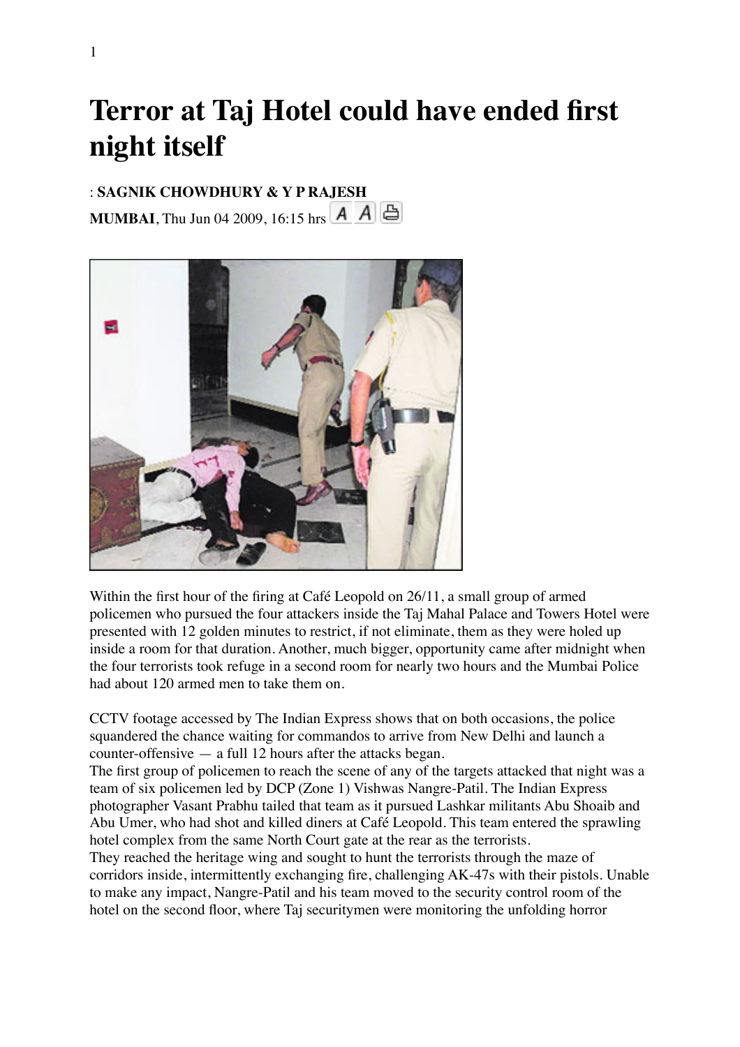# Terror at Taj Hotel could have ended first night itself

: **SAGNIK CHOWDHURY & Y P RAJESH**

**MUMBAI**, Thu Jun 04 2009, 16:15 hrs

Within the first hour of the firing at Café Leopold on 26/11, a small group of armed policemen who pursued the four attackers inside the Taj Mahal Palace and Towers Hotel were presented with 12 golden minutes to restrict, if not eliminate, them as they were holed up inside a room for that duration. Another, much bigger, opportunity came after midnight when the four terrorists took refuge in a second room for nearly two hours and the Mumbai Police had about 120 armed men to take them on.

CCTV footage accessed by The Indian Express shows that on both occasions, the police squandered the chance waiting for commandos to arrive from New Delhi and launch a counter-offensive — a full 12 hours after the attacks began.

The first group of policemen to reach the scene of any of the targets attacked that night was a team of six policemen led by DCP (Zone 1) Vishwas Nangre-Patil. The Indian Express photographer Vasant Prabhu tailed that team as it pursued Lashkar militants Abu Shoaib and Abu Umer, who had shot and killed diners at Café Leopold. This team entered the sprawling hotel complex from the same North Court gate at the rear as the terrorists.

They reached the heritage wing and sought to hunt the terrorists through the maze of corridors inside, intermittently exchanging fire, challenging AK-47s with their pistols. Unable to make any impact, Nangre-Patil and his team moved to the security control room of the hotel on the second floor, where Taj securitymen were monitoring the unfolding horror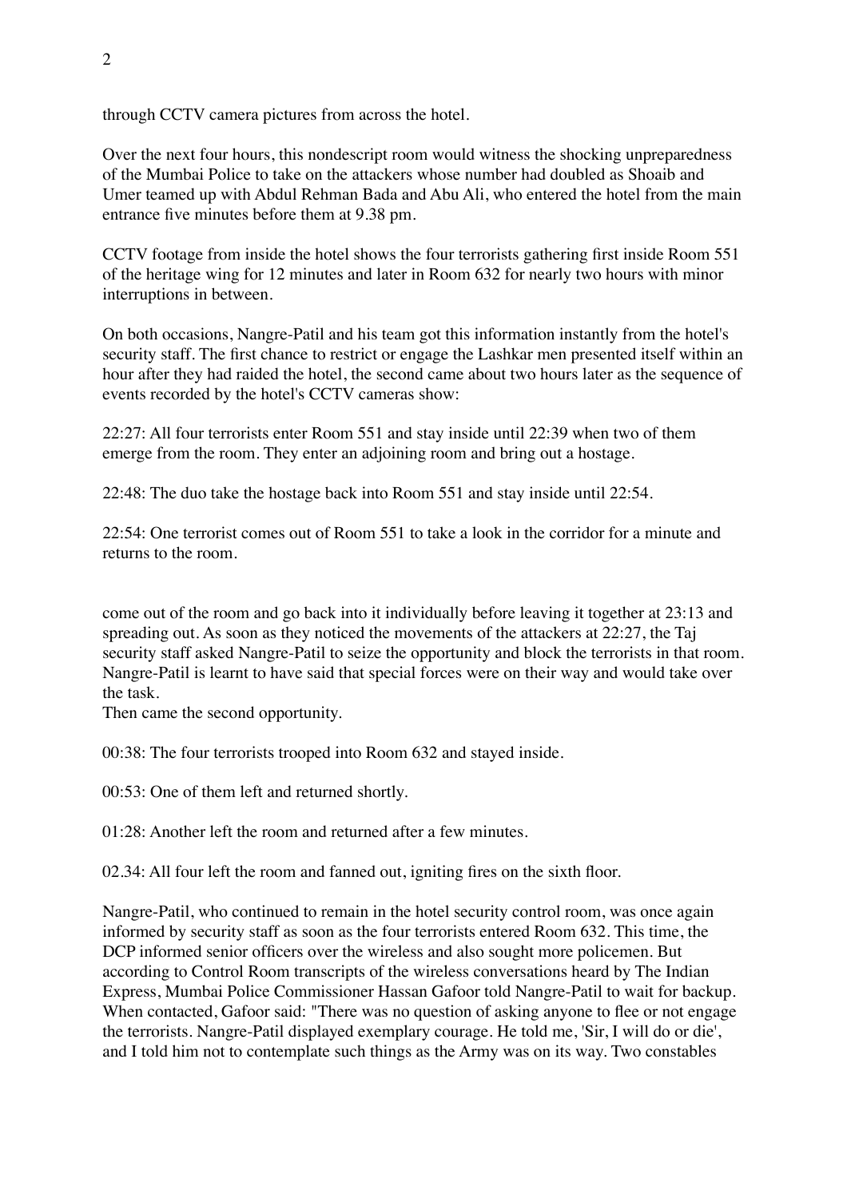through CCTV camera pictures from across the hotel.

Over the next four hours, this nondescript room would witness the shocking unpreparedness of the Mumbai Police to take on the attackers whose number had doubled as Shoaib and Umer teamed up with Abdul Rehman Bada and Abu Ali, who entered the hotel from the main entrance five minutes before them at 9.38 pm.

CCTV footage from inside the hotel shows the four terrorists gathering first inside Room 551 of the heritage wing for 12 minutes and later in Room 632 for nearly two hours with minor interruptions in between.

On both occasions, Nangre-Patil and his team got this information instantly from the hotel's security staff. The first chance to restrict or engage the Lashkar men presented itself within an hour after they had raided the hotel, the second came about two hours later as the sequence of events recorded by the hotel's CCTV cameras show:

22:27: All four terrorists enter Room 551 and stay inside until 22:39 when two of them emerge from the room. They enter an adjoining room and bring out a hostage.

22:48: The duo take the hostage back into Room 551 and stay inside until 22:54.

22:54: One terrorist comes out of Room 551 to take a look in the corridor for a minute and returns to the room.

come out of the room and go back into it individually before leaving it together at 23:13 and spreading out. As soon as they noticed the movements of the attackers at 22:27, the Taj security staff asked Nangre-Patil to seize the opportunity and block the terrorists in that room. Nangre-Patil is learnt to have said that special forces were on their way and would take over the task.

Then came the second opportunity.

00:38: The four terrorists trooped into Room 632 and stayed inside.

00:53: One of them left and returned shortly.

01:28: Another left the room and returned after a few minutes.

02.34: All four left the room and fanned out, igniting fires on the sixth floor.

Nangre-Patil, who continued to remain in the hotel security control room, was once again informed by security staff as soon as the four terrorists entered Room 632. This time, the DCP informed senior officers over the wireless and also sought more policemen. But according to Control Room transcripts of the wireless conversations heard by The Indian Express, Mumbai Police Commissioner Hassan Gafoor told Nangre-Patil to wait for backup. When contacted, Gafoor said: "There was no question of asking anyone to flee or not engage the terrorists. Nangre-Patil displayed exemplary courage. He told me, 'Sir, I will do or die', and I told him not to contemplate such things as the Army was on its way. Two constables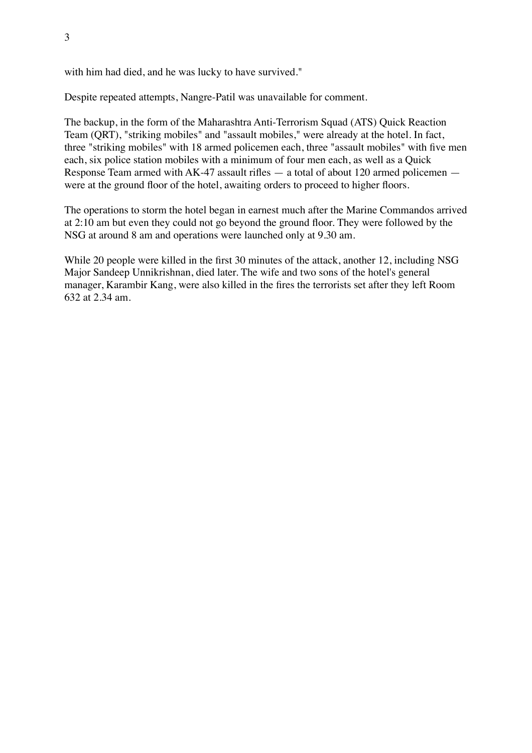with him had died, and he was lucky to have survived."

Despite repeated attempts, Nangre-Patil was unavailable for comment.

The backup, in the form of the Maharashtra Anti-Terrorism Squad (ATS) Quick Reaction Team (QRT), "striking mobiles" and "assault mobiles," were already at the hotel. In fact, three "striking mobiles" with 18 armed policemen each, three "assault mobiles" with five men each, six police station mobiles with a minimum of four men each, as well as a Quick Response Team armed with AK-47 assault rifles — a total of about 120 armed policemen — were at the ground floor of the hotel, awaiting orders to proceed to higher floors.

The operations to storm the hotel began in earnest much after the Marine Commandos arrived at 2:10 am but even they could not go beyond the ground floor. They were followed by the NSG at around 8 am and operations were launched only at 9.30 am.

While 20 people were killed in the first 30 minutes of the attack, another 12, including NSG Major Sandeep Unnikrishnan, died later. The wife and two sons of the hotel's general manager, Karambir Kang, were also killed in the fires the terrorists set after they left Room 632 at 2.34 am.